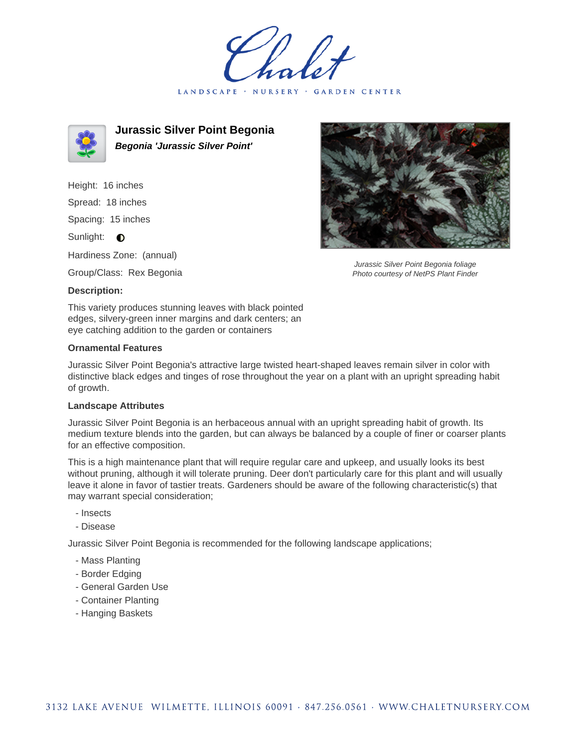Chalet

LANDSCAPE · NURSERY · GARDEN CENTER

# Jurassic Silver Point Begonia

***Begonia 'Jurassic Silver Point'***

Height: 16 inches

Spread: 18 inches

Spacing: 15 inches

Sunlight: ◐

Hardiness Zone: (annual)

Group/Class: Rex Begonia

*Jurassic Silver Point Begonia foliage*
*Photo courtesy of NetPS Plant Finder*

### Description:

This variety produces stunning leaves with black pointed edges, silvery-green inner margins and dark centers; an eye catching addition to the garden or containers

### Ornamental Features

Jurassic Silver Point Begonia's attractive large twisted heart-shaped leaves remain silver in color with distinctive black edges and tinges of rose throughout the year on a plant with an upright spreading habit of growth.

### Landscape Attributes

Jurassic Silver Point Begonia is an herbaceous annual with an upright spreading habit of growth. Its medium texture blends into the garden, but can always be balanced by a couple of finer or coarser plants for an effective composition.

This is a high maintenance plant that will require regular care and upkeep, and usually looks its best without pruning, although it will tolerate pruning. Deer don't particularly care for this plant and will usually leave it alone in favor of tastier treats. Gardeners should be aware of the following characteristic(s) that may warrant special consideration;

- Insects
- Disease

Jurassic Silver Point Begonia is recommended for the following landscape applications;

- Mass Planting
- Border Edging
- General Garden Use
- Container Planting
- Hanging Baskets

3132 LAKE AVENUE WILMETTE, ILLINOIS 60091 · 847.256.0561 · WWW.CHALETNURSERY.COM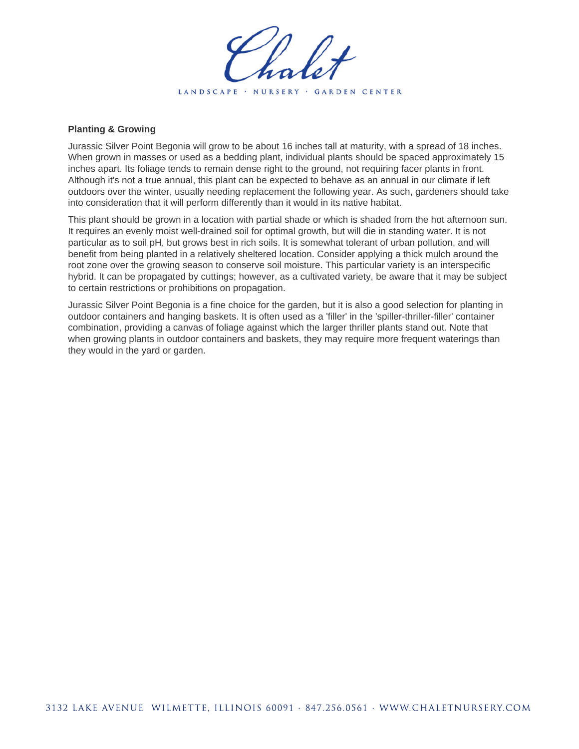**Planting & Growing**

Jurassic Silver Point Begonia will grow to be about 16 inches tall at maturity, with a spread of 18 inches. When grown in masses or used as a bedding plant, individual plants should be spaced approximately 15 inches apart. Its foliage tends to remain dense right to the ground, not requiring facer plants in front. Although it's not a true annual, this plant can be expected to behave as an annual in our climate if left outdoors over the winter, usually needing replacement the following year. As such, gardeners should take into consideration that it will perform differently than it would in its native habitat.

This plant should be grown in a location with partial shade or which is shaded from the hot afternoon sun. It requires an evenly moist well-drained soil for optimal growth, but will die in standing water. It is not particular as to soil pH, but grows best in rich soils. It is somewhat tolerant of urban pollution, and will benefit from being planted in a relatively sheltered location. Consider applying a thick mulch around the root zone over the growing season to conserve soil moisture. This particular variety is an interspecific hybrid. It can be propagated by cuttings; however, as a cultivated variety, be aware that it may be subject to certain restrictions or prohibitions on propagation.

Jurassic Silver Point Begonia is a fine choice for the garden, but it is also a good selection for planting in outdoor containers and hanging baskets. It is often used as a 'filler' in the 'spiller-thriller-filler' container combination, providing a canvas of foliage against which the larger thriller plants stand out. Note that when growing plants in outdoor containers and baskets, they may require more frequent waterings than they would in the yard or garden.